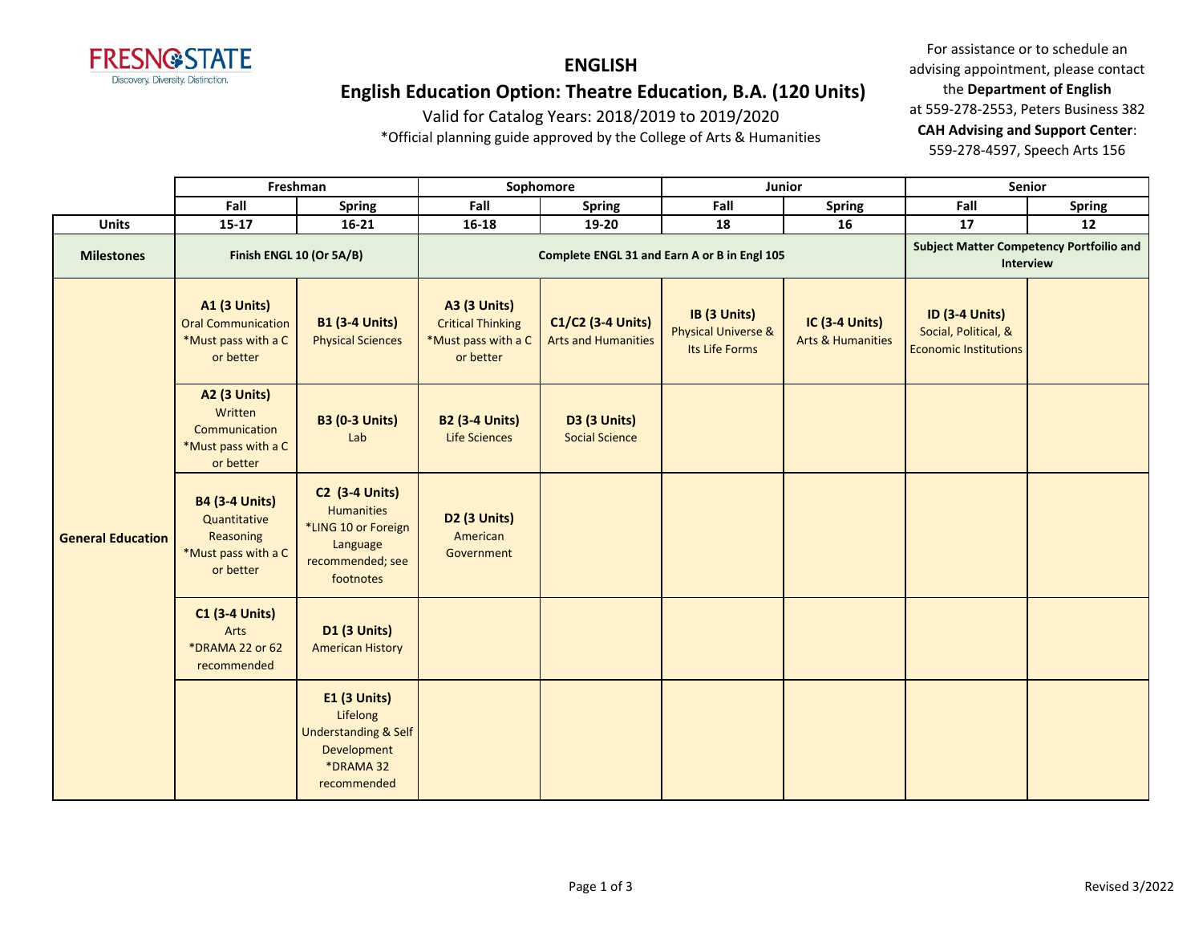**FRESNO STATE**
Discovery. Diversity. Distinction.

# ENGLISH

## English Education Option: Theatre Education, B.A. (120 Units)

Valid for Catalog Years: 2018/2019 to 2019/2020

*Official planning guide approved by the College of Arts & Humanities

For assistance or to schedule an advising appointment, please contact the **Department of English** at 559-278-2553, Peters Business 382
**CAH Advising and Support Center**: 559-278-4597, Speech Arts 156

| | Freshman | | Sophomore | | Junior | | Senior | |
|---|---|---|---|---|---|---|---|---|
| | Fall | Spring | Fall | Spring | Fall | Spring | Fall | Spring |
| **Units** | 15-17 | 16-21 | 16-18 | 19-20 | 18 | 16 | 17 | 12 |
| **Milestones** | Finish ENGL 10 (Or 5A/B) | | Complete ENGL 31 and Earn A or B in Engl 105 | | | | Subject Matter Competency Portfoilio and Interview | |
| **General Education** | **A1 (3 Units)** Oral Communication *Must pass with a C or better | **B1 (3-4 Units)** Physical Sciences | **A3 (3 Units)** Critical Thinking *Must pass with a C or better | **C1/C2 (3-4 Units)** Arts and Humanities | **IB (3 Units)** Physical Universe & Its Life Forms | **IC (3-4 Units)** Arts & Humanities | **ID (3-4 Units)** Social, Political, & Economic Institutions | |
| | **A2 (3 Units)** Written Communication *Must pass with a C or better | **B3 (0-3 Units)** Lab | **B2 (3-4 Units)** Life Sciences | **D3 (3 Units)** Social Science | | | | |
| | **B4 (3-4 Units)** Quantitative Reasoning *Must pass with a C or better | **C2 (3-4 Units)** Humanities *LING 10 or Foreign Language recommended; see footnotes | **D2 (3 Units)** American Government | | | | | |
| | **C1 (3-4 Units)** Arts *DRAMA 22 or 62 recommended | **D1 (3 Units)** American History | | | | | | |
| | | **E1 (3 Units)** Lifelong Understanding & Self Development *DRAMA 32 recommended | | | | | | |

Revised 3/2022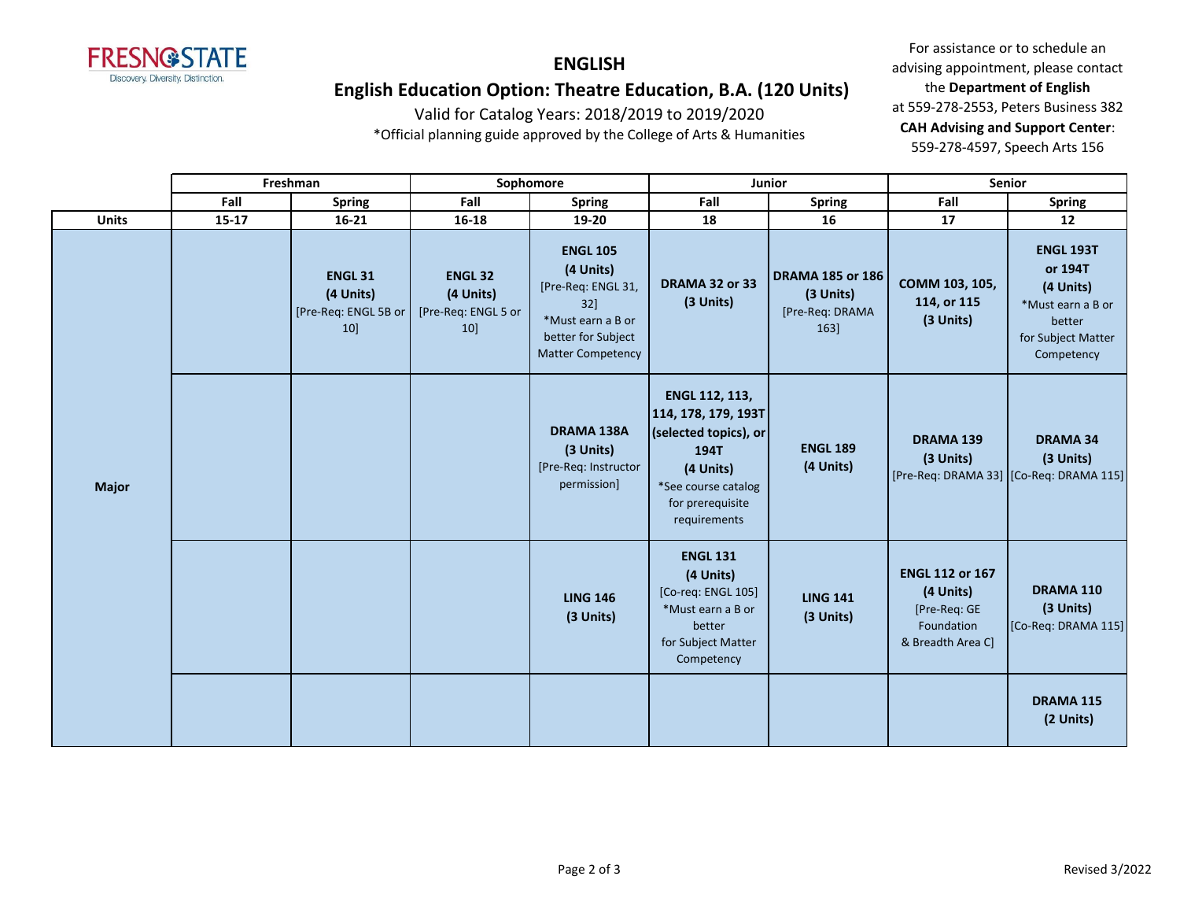# ENGLISH

## English Education Option: Theatre Education, B.A. (120 Units)

Valid for Catalog Years: 2018/2019 to 2019/2020

*Official planning guide approved by the College of Arts & Humanities

For assistance or to schedule an advising appointment, please contact the **Department of English** at 559-278-2553, Peters Business 382
**CAH Advising and Support Center**: 559-278-4597, Speech Arts 156

| | Freshman | | Sophomore | | Junior | | Senior | |
|---|---|---|---|---|---|---|---|---|
| | **Fall** | **Spring** | **Fall** | **Spring** | **Fall** | **Spring** | **Fall** | **Spring** |
| **Units** | **15-17** | **16-21** | **16-18** | **19-20** | **18** | **16** | **17** | **12** |
| **Major** | | **ENGL 31 (4 Units)** [Pre-Req: ENGL 5B or 10] | **ENGL 32 (4 Units)** [Pre-Req: ENGL 5 or 10] | **ENGL 105 (4 Units)** [Pre-Req: ENGL 31, 32] *Must earn a B or better for Subject Matter Competency | **DRAMA 32 or 33 (3 Units)** | **DRAMA 185 or 186 (3 Units)** [Pre-Req: DRAMA 163] | **COMM 103, 105, 114, or 115 (3 Units)** | **ENGL 193T or 194T (4 Units)** *Must earn a B or better for Subject Matter Competency |
| | | | | **DRAMA 138A (3 Units)** [Pre-Req: Instructor permission] | **ENGL 112, 113, 114, 178, 179, 193T (selected topics), or 194T (4 Units)** *See course catalog for prerequisite requirements | **ENGL 189 (4 Units)** | **DRAMA 139 (3 Units)** [Pre-Req: DRAMA 33] | **DRAMA 34 (3 Units)** [Co-Req: DRAMA 115] |
| | | | | **LING 146 (3 Units)** | **ENGL 131 (4 Units)** [Co-req: ENGL 105] *Must earn a B or better for Subject Matter Competency | **LING 141 (3 Units)** | **ENGL 112 or 167 (4 Units)** [Pre-Req: GE Foundation & Breadth Area C] | **DRAMA 110 (3 Units)** [Co-Req: DRAMA 115] |
| | | | | | | | | **DRAMA 115 (2 Units)** |

Revised 3/2022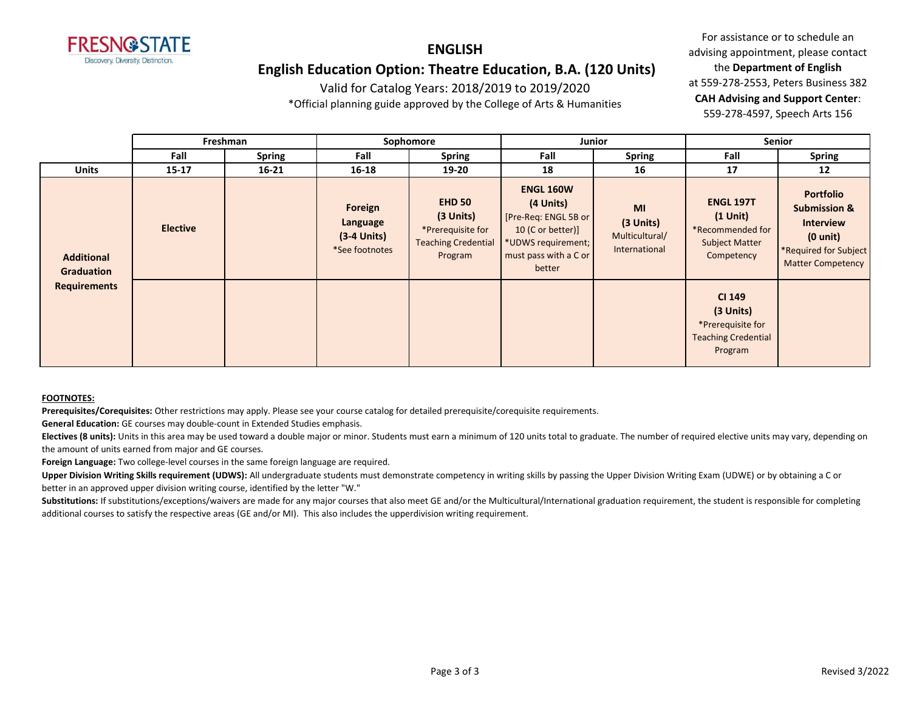# ENGLISH

## English Education Option: Theatre Education, B.A. (120 Units)

Valid for Catalog Years: 2018/2019 to 2019/2020

*Official planning guide approved by the College of Arts & Humanities

For assistance or to schedule an advising appointment, please contact the **Department of English** at 559-278-2553, Peters Business 382

**CAH Advising and Support Center**: 559-278-4597, Speech Arts 156

| | Freshman | | Sophomore | | Junior | | Senior | |
|---|---|---|---|---|---|---|---|---|
| | **Fall** | **Spring** | **Fall** | **Spring** | **Fall** | **Spring** | **Fall** | **Spring** |
| **Units** | **15-17** | **16-21** | **16-18** | **19-20** | **18** | **16** | **17** | **12** |
| **Additional Graduation Requirements** | **Elective** | | **Foreign Language (3-4 Units)** *See footnotes | **EHD 50 (3 Units)** *Prerequisite for Teaching Credential Program | **ENGL 160W (4 Units)** [Pre-Req: ENGL 5B or 10 (C or better)] *UDWS requirement; must pass with a C or better | **MI (3 Units)** Multicultural/ International | **ENGL 197T (1 Unit)** *Recommended for Subject Matter Competency | **Portfolio Submission & Interview (0 unit)** *Required for Subject Matter Competency |
| | | | | | | | **CI 149 (3 Units)** *Prerequisite for Teaching Credential Program | |

**FOOTNOTES:**

**Prerequisites/Corequisites:** Other restrictions may apply. Please see your course catalog for detailed prerequisite/corequisite requirements.

**General Education:** GE courses may double-count in Extended Studies emphasis.

**Electives (8 units):** Units in this area may be used toward a double major or minor. Students must earn a minimum of 120 units total to graduate. The number of required elective units may vary, depending on the amount of units earned from major and GE courses.

**Foreign Language:** Two college-level courses in the same foreign language are required.

**Upper Division Writing Skills requirement (UDWS):** All undergraduate students must demonstrate competency in writing skills by passing the Upper Division Writing Exam (UDWE) or by obtaining a C or better in an approved upper division writing course, identified by the letter "W."

**Substitutions:** If substitutions/exceptions/waivers are made for any major courses that also meet GE and/or the Multicultural/International graduation requirement, the student is responsible for completing additional courses to satisfy the respective areas (GE and/or MI). This also includes the upperdivision writing requirement.

Revised 3/2022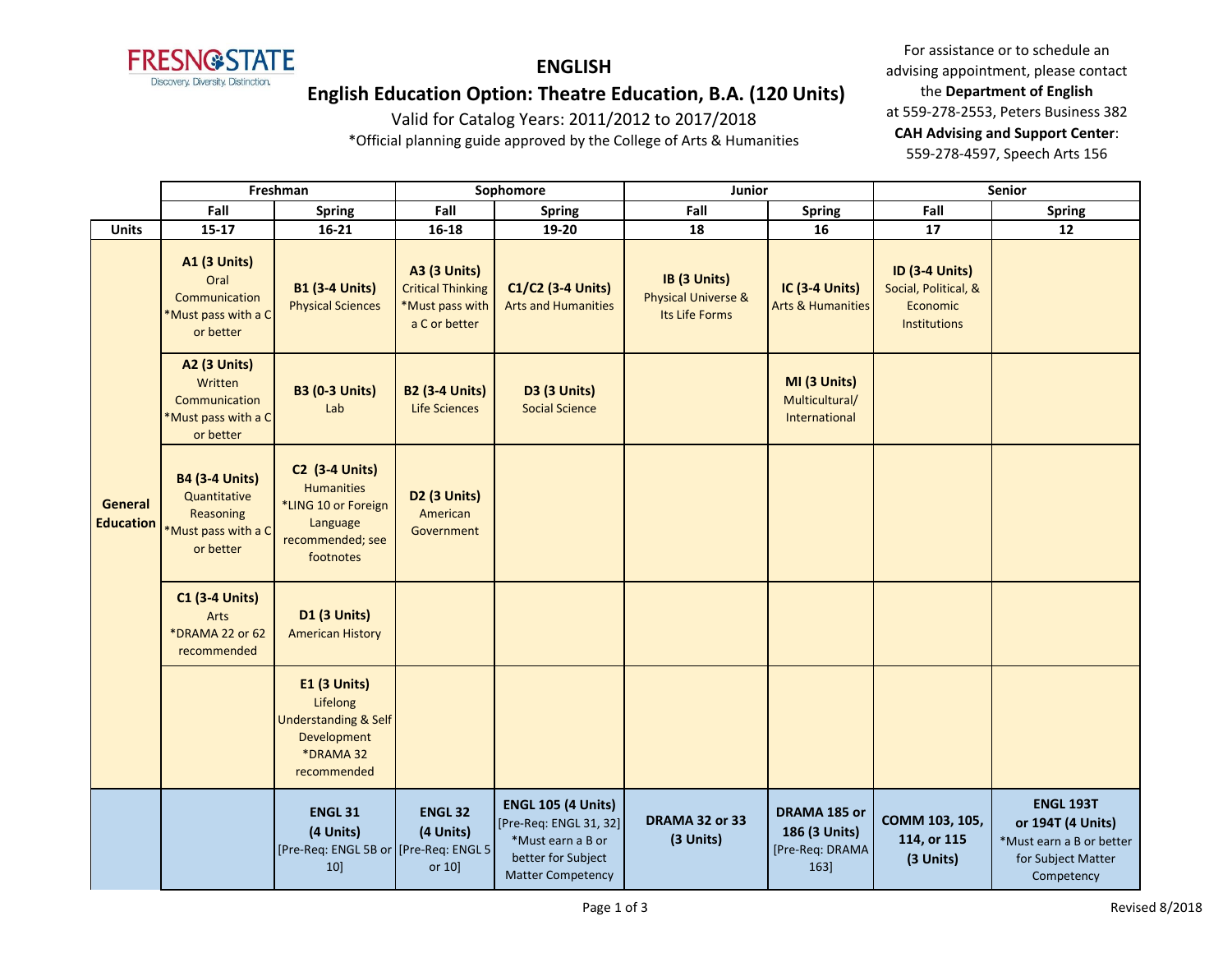# ENGLISH

## English Education Option: Theatre Education, B.A. (120 Units)

Valid for Catalog Years: 2011/2012 to 2017/2018

*Official planning guide approved by the College of Arts & Humanities

For assistance or to schedule an advising appointment, please contact the **Department of English** at 559-278-2553, Peters Business 382

**CAH Advising and Support Center**: 559-278-4597, Speech Arts 156

| | Freshman | | Sophomore | | Junior | | Senior | |
|---|---|---|---|---|---|---|---|---|
| | **Fall** | **Spring** | **Fall** | **Spring** | **Fall** | **Spring** | **Fall** | **Spring** |
| **Units** | **15-17** | **16-21** | **16-18** | **19-20** | **18** | **16** | **17** | **12** |
| **General Education** | **A1 (3 Units)** Oral Communication *Must pass with a C or better | **B1 (3-4 Units)** Physical Sciences | **A3 (3 Units)** Critical Thinking *Must pass with a C or better | **C1/C2 (3-4 Units)** Arts and Humanities | **IB (3 Units)** Physical Universe & Its Life Forms | **IC (3-4 Units)** Arts & Humanities | **ID (3-4 Units)** Social, Political, & Economic Institutions | |
| | **A2 (3 Units)** Written Communication *Must pass with a C or better | **B3 (0-3 Units)** Lab | **B2 (3-4 Units)** Life Sciences | **D3 (3 Units)** Social Science | | **MI (3 Units)** Multicultural/ International | | |
| | **B4 (3-4 Units)** Quantitative Reasoning *Must pass with a C or better | **C2 (3-4 Units)** Humanities *LING 10 or Foreign Language recommended; see footnotes | **D2 (3 Units)** American Government | | | | | |
| | **C1 (3-4 Units)** Arts *DRAMA 22 or 62 recommended | **D1 (3 Units)** American History | | | | | | |
| | | **E1 (3 Units)** Lifelong Understanding & Self Development *DRAMA 32 recommended | | | | | | |
| | | **ENGL 31 (4 Units)** [Pre-Req: ENGL 5B or 10] | **ENGL 32 (4 Units)** [Pre-Req: ENGL 5 or 10] | **ENGL 105 (4 Units)** [Pre-Req: ENGL 31, 32] *Must earn a B or better for Subject Matter Competency | **DRAMA 32 or 33 (3 Units)** | **DRAMA 185 or 186 (3 Units)** [Pre-Req: DRAMA 163] | **COMM 103, 105, 114, or 115 (3 Units)** | **ENGL 193T or 194T (4 Units)** *Must earn a B or better for Subject Matter Competency |

Revised 8/2018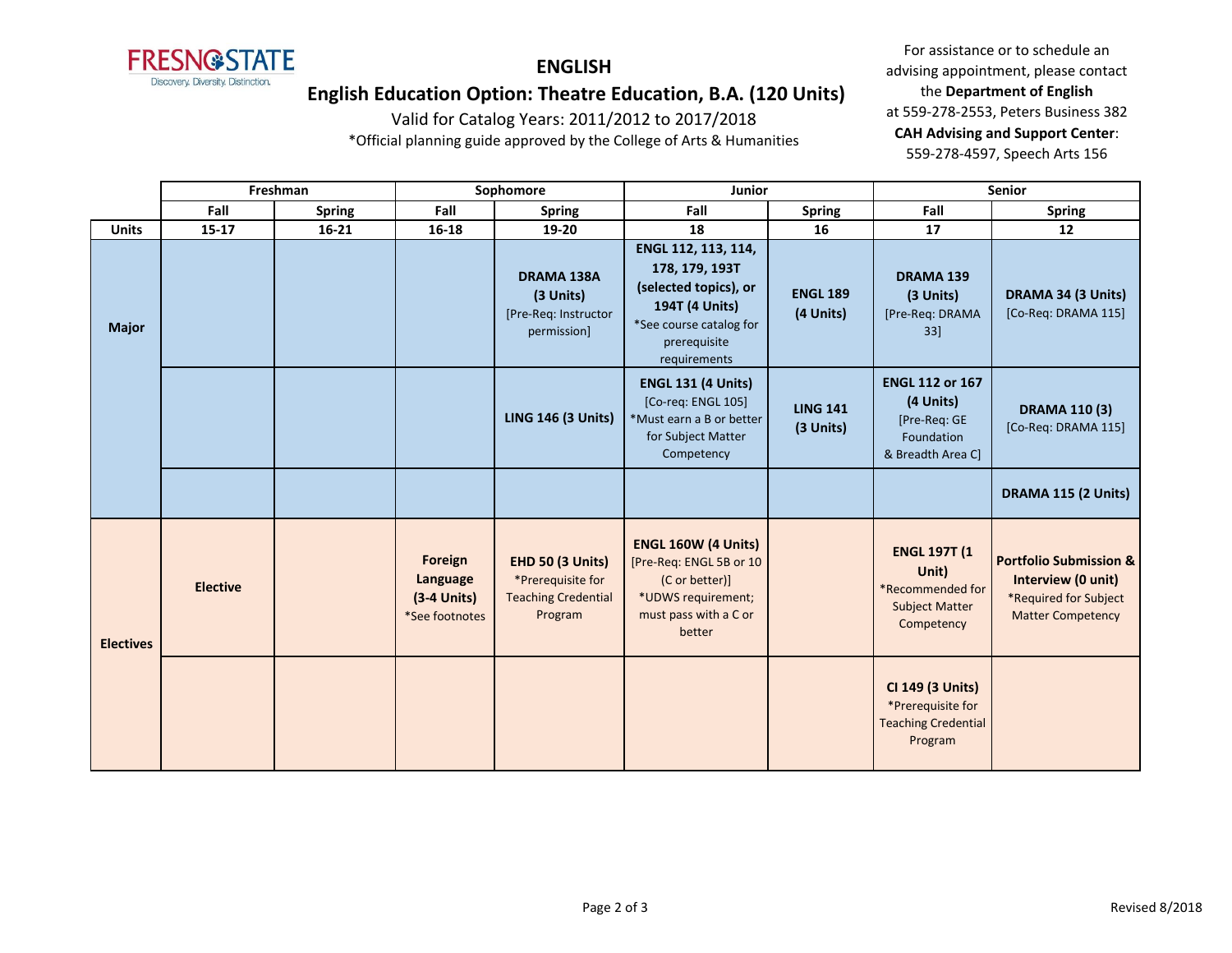# ENGLISH

## English Education Option: Theatre Education, B.A. (120 Units)

Valid for Catalog Years: 2011/2012 to 2017/2018

*Official planning guide approved by the College of Arts & Humanities

For assistance or to schedule an advising appointment, please contact the **Department of English** at 559-278-2553, Peters Business 382

**CAH Advising and Support Center**: 559-278-4597, Speech Arts 156

| | Freshman | | Sophomore | | Junior | | Senior | |
|---|---|---|---|---|---|---|---|---|
| | Fall | Spring | Fall | Spring | Fall | Spring | Fall | Spring |
| **Units** | 15-17 | 16-21 | 16-18 | 19-20 | 18 | 16 | 17 | 12 |
| **Major** | | | | **DRAMA 138A (3 Units)** [Pre-Req: Instructor permission] | **ENGL 112, 113, 114, 178, 179, 193T (selected topics), or 194T (4 Units)** *See course catalog for prerequisite requirements | **ENGL 189 (4 Units)** | **DRAMA 139 (3 Units)** [Pre-Req: DRAMA 33] | **DRAMA 34 (3 Units)** [Co-Req: DRAMA 115] |
| | | | | **LING 146 (3 Units)** | **ENGL 131 (4 Units)** [Co-req: ENGL 105] *Must earn a B or better for Subject Matter Competency | **LING 141 (3 Units)** | **ENGL 112 or 167 (4 Units)** [Pre-Req: GE Foundation & Breadth Area C] | **DRAMA 110 (3)** [Co-Req: DRAMA 115] |
| | | | | | | | | **DRAMA 115 (2 Units)** |
| **Electives** | **Elective** | | **Foreign Language (3-4 Units)** *See footnotes | **EHD 50 (3 Units)** *Prerequisite for Teaching Credential Program | **ENGL 160W (4 Units)** [Pre-Req: ENGL 5B or 10 (C or better)] *UDWS requirement; must pass with a C or better | | **ENGL 197T (1 Unit)** *Recommended for Subject Matter Competency | **Portfolio Submission & Interview (0 unit)** *Required for Subject Matter Competency |
| | | | | | | | **CI 149 (3 Units)** *Prerequisite for Teaching Credential Program | |

Revised 8/2018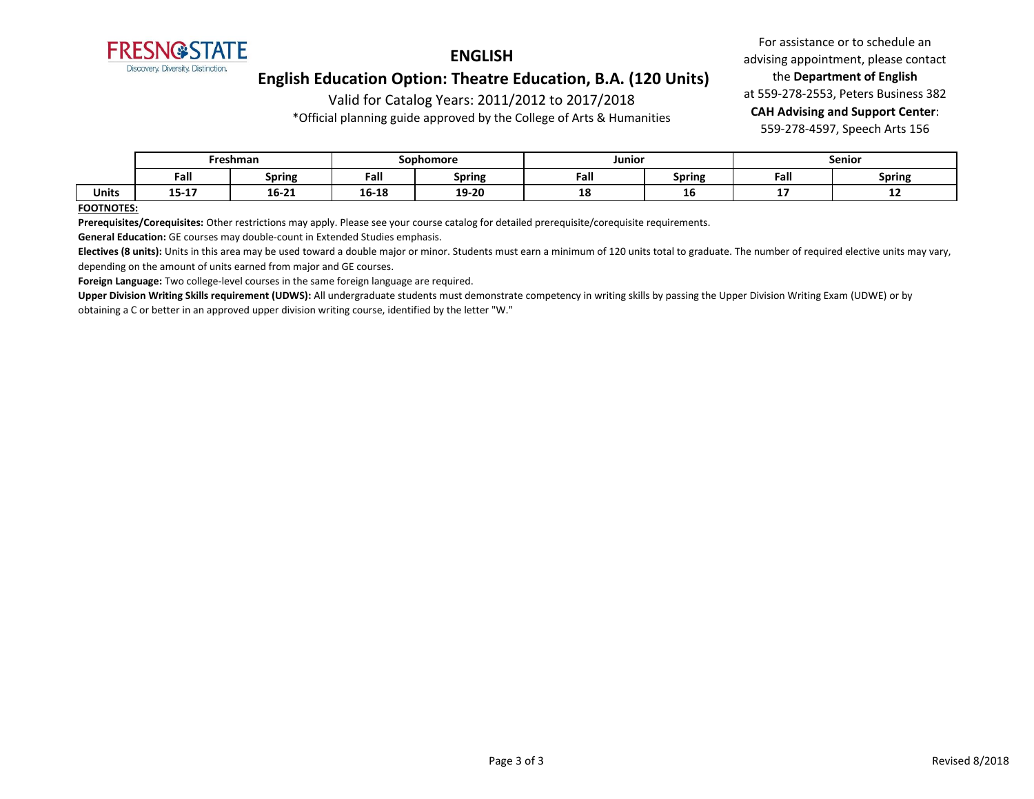# ENGLISH

## English Education Option: Theatre Education, B.A. (120 Units)

Valid for Catalog Years: 2011/2012 to 2017/2018

*Official planning guide approved by the College of Arts & Humanities

For assistance or to schedule an advising appointment, please contact the **Department of English** at 559-278-2553, Peters Business 382

**CAH Advising and Support Center**: 559-278-4597, Speech Arts 156

| | Freshman | | Sophomore | | Junior | | Senior | |
|---|---|---|---|---|---|---|---|---|
| | **Fall** | **Spring** | **Fall** | **Spring** | **Fall** | **Spring** | **Fall** | **Spring** |
| **Units** | **15-17** | **16-21** | **16-18** | **19-20** | **18** | **16** | **17** | **12** |

**FOOTNOTES:**

**Prerequisites/Corequisites:** Other restrictions may apply. Please see your course catalog for detailed prerequisite/corequisite requirements.

**General Education:** GE courses may double-count in Extended Studies emphasis.

**Electives (8 units):** Units in this area may be used toward a double major or minor. Students must earn a minimum of 120 units total to graduate. The number of required elective units may vary, depending on the amount of units earned from major and GE courses.

**Foreign Language:** Two college-level courses in the same foreign language are required.

**Upper Division Writing Skills requirement (UDWS):** All undergraduate students must demonstrate competency in writing skills by passing the Upper Division Writing Exam (UDWE) or by obtaining a C or better in an approved upper division writing course, identified by the letter "W."

Revised 8/2018